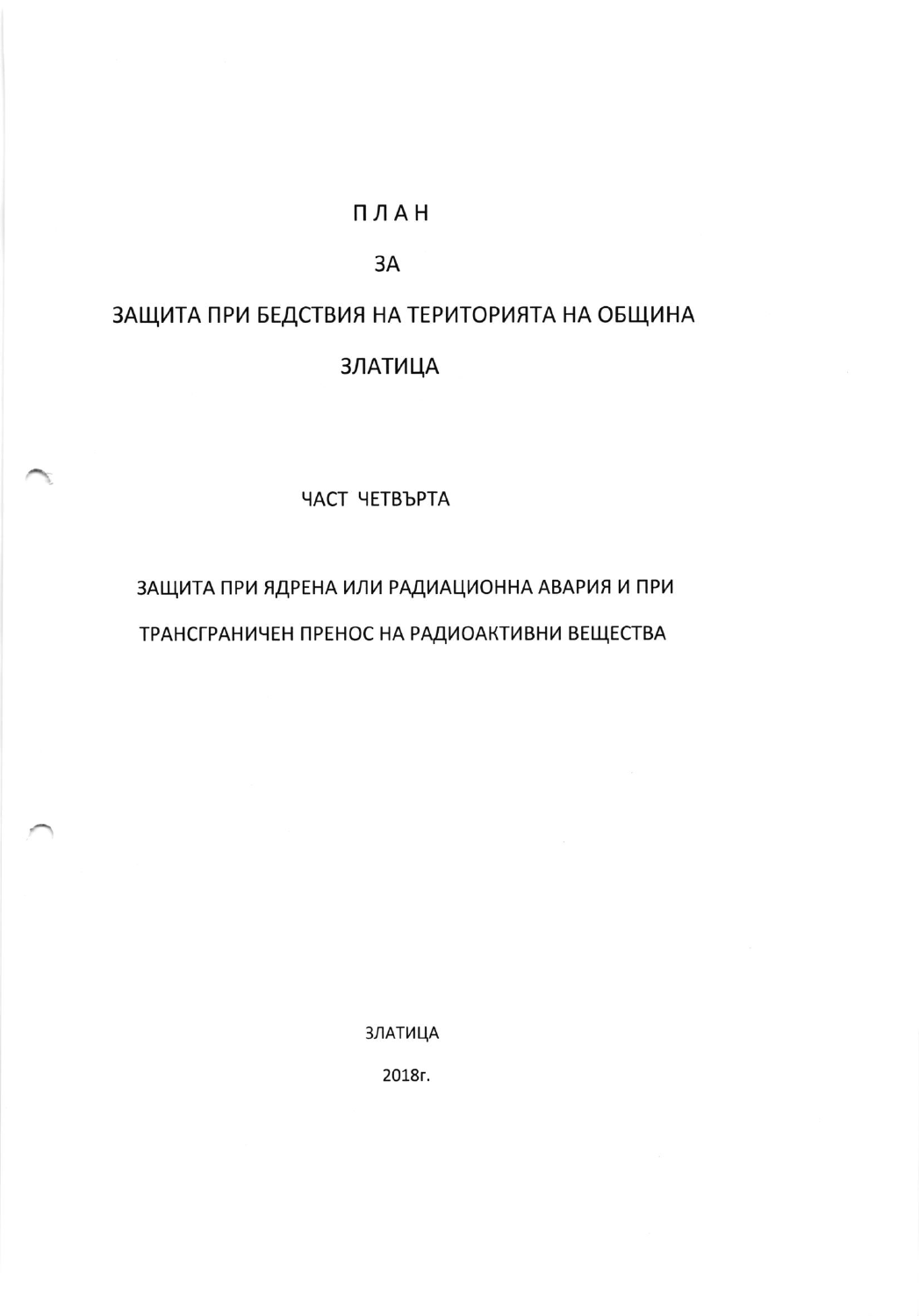# П Л А Н

# ЗА

# ЗАЩИТА ПРИ БЕДСТВИЯ НА ТЕРИТОРИЯТА НА ОБЩИНА ЗЛАТИЦА

## ЧАСТ ЧЕТВЪРТА

## ЗАЩИТА ПРИ ЯДРЕНА ИЛИ РАДИАЦИОННА АВАРИЯ И ПРИ ТРАНСГРАНИЧЕН ПРЕНОС НА РАДИОАКТИВНИ ВЕЩЕСТВА

ЗЛАТИЦА

2018г.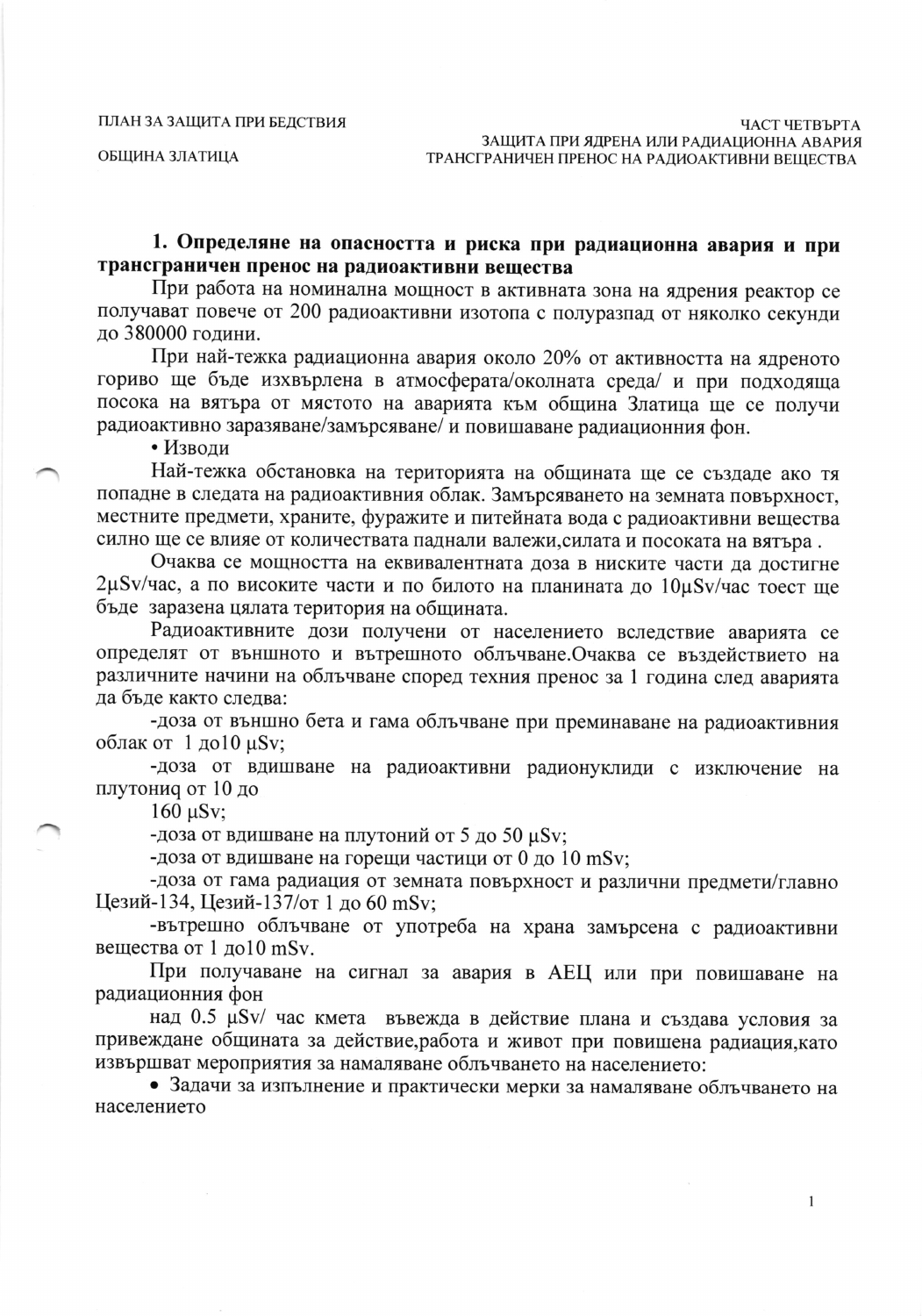## 1. Определяне на опасността и риска при радиационна авария и при трансграничен пренос на радиоактивни вещества

При работа на номинална мощност в активната зона на ядрения реактор се получават повече от 200 радиоактивни изотопа с полуразпад от няколко секунди до 380000 години.

При най-тежка радиационна авария около 20% от активността на ядреното гориво ще бъде изхвърлена в атмосферата/околната среда/ и при подходяща посока на вятъра от мястото на аварията към община Златица ще се получи радиоактивно заразяване/замърсяване/ и повишаване радиационния фон.

• Изводи

Най-тежка обстановка на територията на общината ще се създаде ако тя попадне в следата на радиоактивния облак. Замърсяването на земната повърхност, местните предмети, храните, фуражите и питейната вода с радиоактивни вещества силно ще се влияе от количествата паднали валежи,силата и посоката на вятъра .

Очаква се мощността на еквивалентната доза в ниските части да достигне 2μSv/час, а по високите части и по билото на планината до 10μSv/час тоест ще бъде заразена цялата територия на общината.

Радиоактивните дози получени от населението вследствие аварията се определят от външното и вътрешното облъчване.Очаква се въздействието на различните начини на облъчване според техния пренос за 1 година след аварията да бъде както следва:

-доза от външно бета и гама облъчване при преминаване на радиоактивния облак от 1 до10 μSv;

-доза от вдишване на радиоактивни радионуклиди с изключение на плутониq от 10 до 160 μSv;

-доза от вдишване на плутоний от 5 до 50 μSv;

-доза от вдишване на горещи частици от 0 до 10 mSv;

-доза от гама радиация от земната повърхност и различни предмети/главно Цезий-134, Цезий-137/от 1 до 60 mSv;

-вътрешно облъчване от употреба на храна замърсена с радиоактивни вещества от 1 до10 mSv.

При получаване на сигнал за авария в АЕЦ или при повишаване на радиационния фон над 0.5 μSv/ час кмета въвежда в действие плана и създава условия за привеждане общината за действие,работа и живот при повишена радиация,като извършват мероприятия за намаляване облъчването на населението:

- Задачи за изпълнение и практически мерки за намаляване облъчването на населението